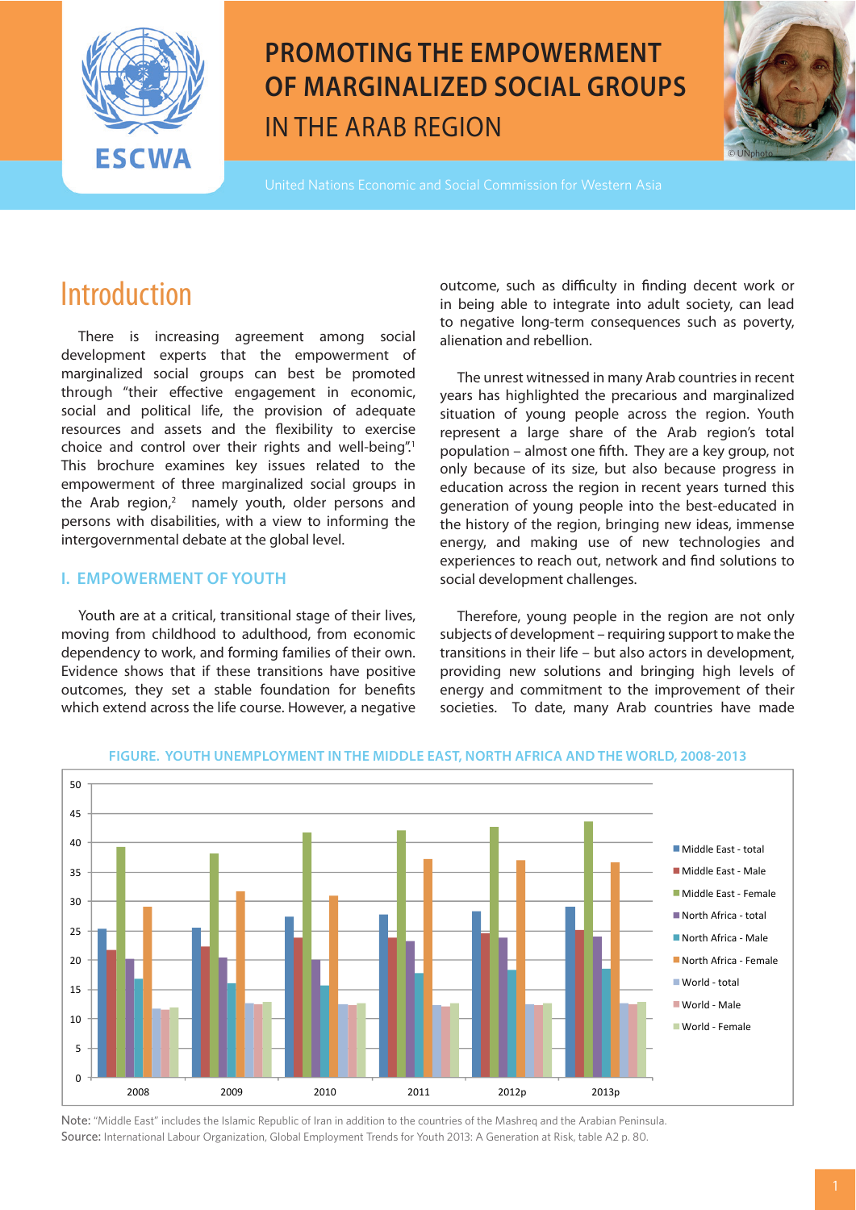# PROMOTING THE EMPOWERMENT OF MARGINALIZED SOCIAL GROUPS IN THE ARAB REGION

United Nations Economic and Social Commission for Western Asia

## Introduction

There is increasing agreement among social development experts that the empowerment of marginalized social groups can best be promoted through "their effective engagement in economic, social and political life, the provision of adequate resources and assets and the flexibility to exercise choice and control over their rights and well-being".[1] This brochure examines key issues related to the empowerment of three marginalized social groups in the Arab region,[2] namely youth, older persons and persons with disabilities, with a view to informing the intergovernmental debate at the global level.

### I. EMPOWERMENT OF YOUTH

Youth are at a critical, transitional stage of their lives, moving from childhood to adulthood, from economic dependency to work, and forming families of their own. Evidence shows that if these transitions have positive outcomes, they set a stable foundation for benefits which extend across the life course. However, a negative outcome, such as difficulty in finding decent work or in being able to integrate into adult society, can lead to negative long-term consequences such as poverty, alienation and rebellion.

The unrest witnessed in many Arab countries in recent years has highlighted the precarious and marginalized situation of young people across the region. Youth represent a large share of the Arab region's total population – almost one fifth. They are a key group, not only because of its size, but also because progress in education across the region in recent years turned this generation of young people into the best-educated in the history of the region, bringing new ideas, immense energy, and making use of new technologies and experiences to reach out, network and find solutions to social development challenges.

Therefore, young people in the region are not only subjects of development – requiring support to make the transitions in their life – but also actors in development, providing new solutions and bringing high levels of energy and commitment to the improvement of their societies. To date, many Arab countries have made

**FIGURE. YOUTH UNEMPLOYMENT IN THE MIDDLE EAST, NORTH AFRICA AND THE WORLD, 2008-2013**

| | 2008 | 2009 | 2010 | 2011 | 2012p | 2013p |
|---|---|---|---|---|---|---|
| Middle East - total | 25.3 | 25.5 | 27.3 | 27.7 | 28.2 | 29.0 |
| Middle East - Male | 21.7 | 22.2 | 23.8 | 23.8 | 24.5 | 25.0 |
| Middle East - Female | 39.2 | 38.1 | 41.7 | 42.1 | 42.7 | 43.6 |
| North Africa - total | 20.1 | 20.4 | 20.0 | 23.2 | 23.8 | 24.0 |
| North Africa - Male | 16.8 | 16.0 | 15.6 | 17.7 | 18.2 | 18.4 |
| North Africa - Female | 29.0 | 31.6 | 30.9 | 37.2 | 36.9 | 36.5 |
| World - total | 11.7 | 12.6 | 12.4 | 12.3 | 12.4 | 12.6 |
| World - Male | 11.5 | 12.4 | 12.2 | 12.1 | 12.2 | 12.4 |
| World - Female | 11.9 | 12.8 | 12.6 | 12.6 | 12.6 | 12.8 |

Note: "Middle East" includes the Islamic Republic of Iran in addition to the countries of the Mashreq and the Arabian Peninsula.
Source: International Labour Organization, Global Employment Trends for Youth 2013: A Generation at Risk, table A2 p. 80.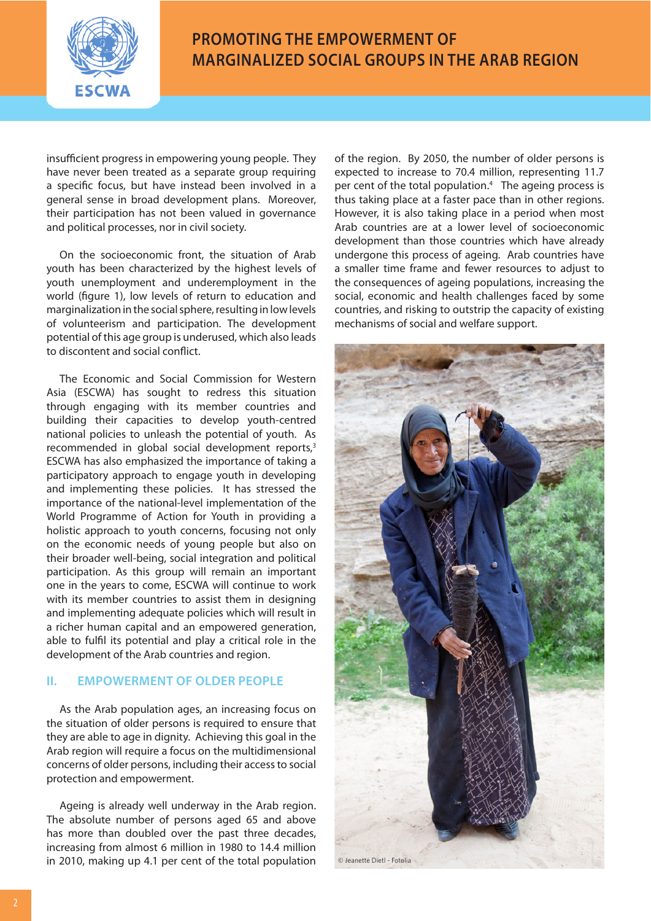insufficient progress in empowering young people. They have never been treated as a separate group requiring a specific focus, but have instead been involved in a general sense in broad development plans. Moreover, their participation has not been valued in governance and political processes, nor in civil society.

On the socioeconomic front, the situation of Arab youth has been characterized by the highest levels of youth unemployment and underemployment in the world (figure 1), low levels of return to education and marginalization in the social sphere, resulting in low levels of volunteerism and participation. The development potential of this age group is underused, which also leads to discontent and social conflict.

The Economic and Social Commission for Western Asia (ESCWA) has sought to redress this situation through engaging with its member countries and building their capacities to develop youth-centred national policies to unleash the potential of youth. As recommended in global social development reports,[3] ESCWA has also emphasized the importance of taking a participatory approach to engage youth in developing and implementing these policies. It has stressed the importance of the national-level implementation of the World Programme of Action for Youth in providing a holistic approach to youth concerns, focusing not only on the economic needs of young people but also on their broader well-being, social integration and political participation. As this group will remain an important one in the years to come, ESCWA will continue to work with its member countries to assist them in designing and implementing adequate policies which will result in a richer human capital and an empowered generation, able to fulfil its potential and play a critical role in the development of the Arab countries and region.

## II. EMPOWERMENT OF OLDER PEOPLE

As the Arab population ages, an increasing focus on the situation of older persons is required to ensure that they are able to age in dignity. Achieving this goal in the Arab region will require a focus on the multidimensional concerns of older persons, including their access to social protection and empowerment.

Ageing is already well underway in the Arab region. The absolute number of persons aged 65 and above has more than doubled over the past three decades, increasing from almost 6 million in 1980 to 14.4 million in 2010, making up 4.1 per cent of the total population of the region. By 2050, the number of older persons is expected to increase to 70.4 million, representing 11.7 per cent of the total population.[4] The ageing process is thus taking place at a faster pace than in other regions. However, it is also taking place in a period when most Arab countries are at a lower level of socioeconomic development than those countries which have already undergone this process of ageing. Arab countries have a smaller time frame and fewer resources to adjust to the consequences of ageing populations, increasing the social, economic and health challenges faced by some countries, and risking to outstrip the capacity of existing mechanisms of social and welfare support.

© Jeanette Dietl - Fotolia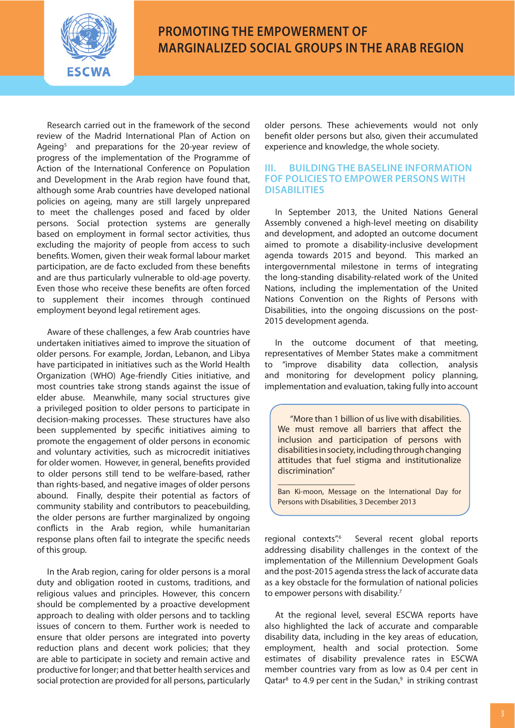Research carried out in the framework of the second review of the Madrid International Plan of Action on Ageing[5] and preparations for the 20-year review of progress of the implementation of the Programme of Action of the International Conference on Population and Development in the Arab region have found that, although some Arab countries have developed national policies on ageing, many are still largely unprepared to meet the challenges posed and faced by older persons. Social protection systems are generally based on employment in formal sector activities, thus excluding the majority of people from access to such benefits. Women, given their weak formal labour market participation, are de facto excluded from these benefits and are thus particularly vulnerable to old-age poverty. Even those who receive these benefits are often forced to supplement their incomes through continued employment beyond legal retirement ages.

Aware of these challenges, a few Arab countries have undertaken initiatives aimed to improve the situation of older persons. For example, Jordan, Lebanon, and Libya have participated in initiatives such as the World Health Organization (WHO) Age-friendly Cities initiative, and most countries take strong stands against the issue of elder abuse. Meanwhile, many social structures give a privileged position to older persons to participate in decision-making processes. These structures have also been supplemented by specific initiatives aiming to promote the engagement of older persons in economic and voluntary activities, such as microcredit initiatives for older women. However, in general, benefits provided to older persons still tend to be welfare-based, rather than rights-based, and negative images of older persons abound. Finally, despite their potential as factors of community stability and contributors to peacebuilding, the older persons are further marginalized by ongoing conflicts in the Arab region, while humanitarian response plans often fail to integrate the specific needs of this group.

In the Arab region, caring for older persons is a moral duty and obligation rooted in customs, traditions, and religious values and principles. However, this concern should be complemented by a proactive development approach to dealing with older persons and to tackling issues of concern to them. Further work is needed to ensure that older persons are integrated into poverty reduction plans and decent work policies; that they are able to participate in society and remain active and productive for longer; and that better health services and social protection are provided for all persons, particularly older persons. These achievements would not only benefit older persons but also, given their accumulated experience and knowledge, the whole society.

## III. BUILDING THE BASELINE INFORMATION FOF POLICIES TO EMPOWER PERSONS WITH DISABILITIES

In September 2013, the United Nations General Assembly convened a high-level meeting on disability and development, and adopted an outcome document aimed to promote a disability-inclusive development agenda towards 2015 and beyond. This marked an intergovernmental milestone in terms of integrating the long-standing disability-related work of the United Nations, including the implementation of the United Nations Convention on the Rights of Persons with Disabilities, into the ongoing discussions on the post-2015 development agenda.

In the outcome document of that meeting, representatives of Member States make a commitment to "improve disability data collection, analysis and monitoring for development policy planning, implementation and evaluation, taking fully into account regional contexts".[6] Several recent global reports addressing disability challenges in the context of the implementation of the Millennium Development Goals and the post-2015 agenda stress the lack of accurate data as a key obstacle for the formulation of national policies to empower persons with disability.[7]

> "More than 1 billion of us live with disabilities. We must remove all barriers that affect the inclusion and participation of persons with disabilities in society, including through changing attitudes that fuel stigma and institutionalize discrimination"
>
> Ban Ki-moon, Message on the International Day for Persons with Disabilities, 3 December 2013

At the regional level, several ESCWA reports have also highlighted the lack of accurate and comparable disability data, including in the key areas of education, employment, health and social protection. Some estimates of disability prevalence rates in ESCWA member countries vary from as low as 0.4 per cent in Qatar[8] to 4.9 per cent in the Sudan,[9] in striking contrast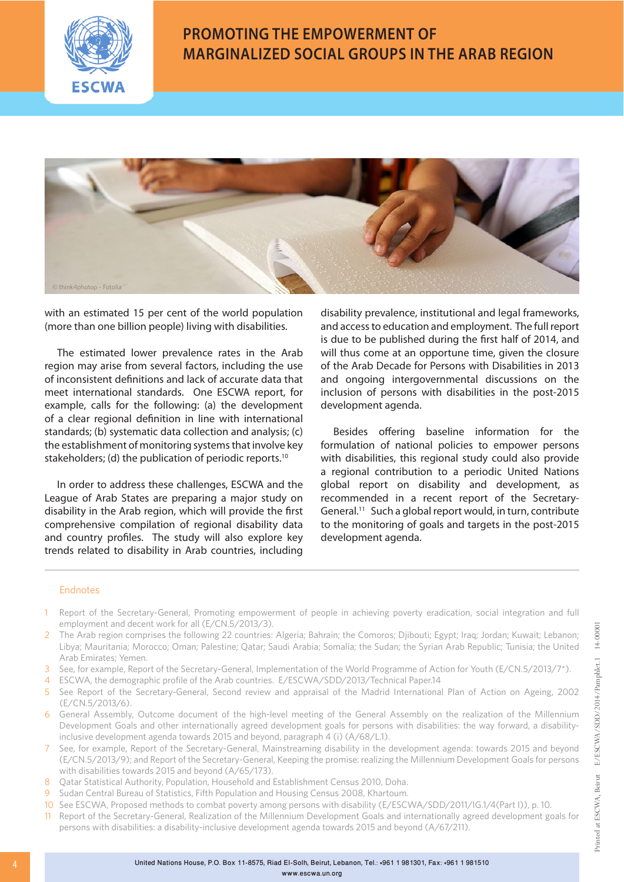# PROMOTING THE EMPOWERMENT OF MARGINALIZED SOCIAL GROUPS IN THE ARAB REGION

© think4photo - Fotolia

with an estimated 15 per cent of the world population (more than one billion people) living with disabilities.

The estimated lower prevalence rates in the Arab region may arise from several factors, including the use of inconsistent definitions and lack of accurate data that meet international standards. One ESCWA report, for example, calls for the following: (a) the development of a clear regional definition in line with international standards; (b) systematic data collection and analysis; (c) the establishment of monitoring systems that involve key stakeholders; (d) the publication of periodic reports.[10]

In order to address these challenges, ESCWA and the League of Arab States are preparing a major study on disability in the Arab region, which will provide the first comprehensive compilation of regional disability data and country profiles. The study will also explore key trends related to disability in Arab countries, including disability prevalence, institutional and legal frameworks, and access to education and employment. The full report is due to be published during the first half of 2014, and will thus come at an opportune time, given the closure of the Arab Decade for Persons with Disabilities in 2013 and ongoing intergovernmental discussions on the inclusion of persons with disabilities in the post-2015 development agenda.

Besides offering baseline information for the formulation of national policies to empower persons with disabilities, this regional study could also provide a regional contribution to a periodic United Nations global report on disability and development, as recommended in a recent report of the Secretary-General.[11] Such a global report would, in turn, contribute to the monitoring of goals and targets in the post-2015 development agenda.

## Endnotes

1. Report of the Secretary-General, Promoting empowerment of people in achieving poverty eradication, social integration and full employment and decent work for all (E/CN.5/2013/3).
2. The Arab region comprises the following 22 countries: Algeria; Bahrain; the Comoros; Djibouti; Egypt; Iraq; Jordan; Kuwait; Lebanon; Libya; Mauritania; Morocco; Oman; Palestine; Qatar; Saudi Arabia; Somalia; the Sudan; the Syrian Arab Republic; Tunisia; the United Arab Emirates; Yemen.
3. See, for example, Report of the Secretary-General, Implementation of the World Programme of Action for Youth (E/CN.5/2013/7*).
4. ESCWA, the demographic profile of the Arab countries. E/ESCWA/SDD/2013/Technical Paper.14
5. See Report of the Secretary-General, Second review and appraisal of the Madrid International Plan of Action on Ageing, 2002 (E/CN.5/2013/6).
6. General Assembly, Outcome document of the high-level meeting of the General Assembly on the realization of the Millennium Development Goals and other internationally agreed development goals for persons with disabilities: the way forward, a disability-inclusive development agenda towards 2015 and beyond, paragraph 4 (i) (A/68/L.1).
7. See, for example, Report of the Secretary-General, Mainstreaming disability in the development agenda: towards 2015 and beyond (E/CN.5/2013/9); and Report of the Secretary-General, Keeping the promise: realizing the Millennium Development Goals for persons with disabilities towards 2015 and beyond (A/65/173).
8. Qatar Statistical Authority, Population, Household and Establishment Census 2010, Doha.
9. Sudan Central Bureau of Statistics, Fifth Population and Housing Census 2008, Khartoum.
10. See ESCWA, Proposed methods to combat poverty among persons with disability (E/ESCWA/SDD/2011/IG.1/4(Part I)), p. 10.
11. Report of the Secretary-General, Realization of the Millennium Development Goals and internationally agreed development goals for persons with disabilities: a disability-inclusive development agenda towards 2015 and beyond (A/67/211).

Printed at ESCWA, Beirut E/ESCWA/SDD/2014/Pamphlet.1 14-00001

United Nations House, P.O. Box 11-8575, Riad El-Solh, Beirut, Lebanon, Tel.: +961 1 981301, Fax: +961 1 981510
www.escwa.un.org